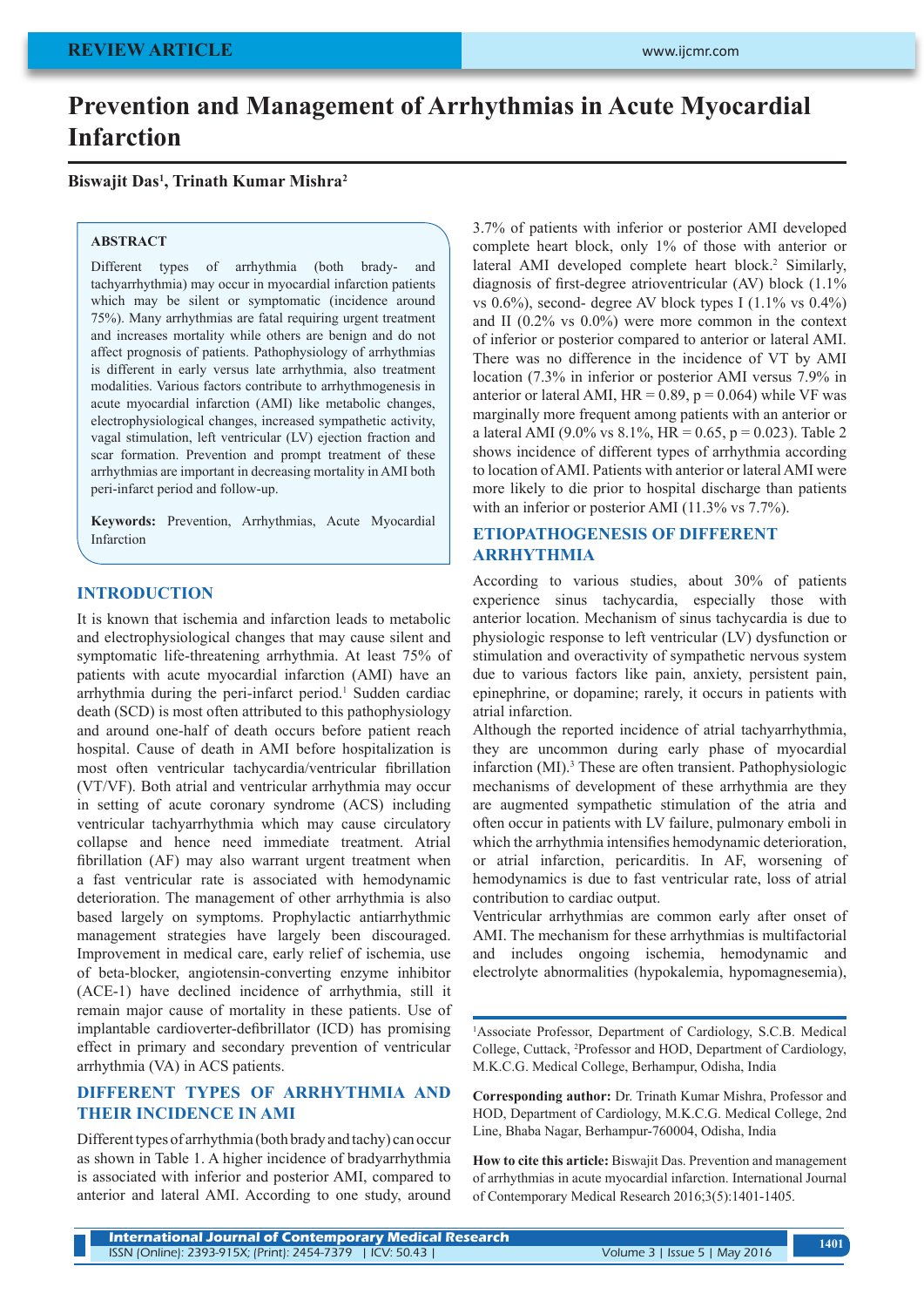**REVIEW ARTICLE**

# Prevention and Management of Arrhythmias in Acute Myocardial Infarction

**Biswajit Das[1], Trinath Kumar Mishra[2]**

## ABSTRACT

Different types of arrhythmia (both brady- and tachyarrhythmia) may occur in myocardial infarction patients which may be silent or symptomatic (incidence around 75%). Many arrhythmias are fatal requiring urgent treatment and increases mortality while others are benign and do not affect prognosis of patients. Pathophysiology of arrhythmias is different in early versus late arrhythmia, also treatment modalities. Various factors contribute to arrhythmogenesis in acute myocardial infarction (AMI) like metabolic changes, electrophysiological changes, increased sympathetic activity, vagal stimulation, left ventricular (LV) ejection fraction and scar formation. Prevention and prompt treatment of these arrhythmias are important in decreasing mortality in AMI both peri-infarct period and follow-up.

**Keywords:** Prevention, Arrhythmias, Acute Myocardial Infarction

## INTRODUCTION

It is known that ischemia and infarction leads to metabolic and electrophysiological changes that may cause silent and symptomatic life-threatening arrhythmia. At least 75% of patients with acute myocardial infarction (AMI) have an arrhythmia during the peri-infarct period.[1] Sudden cardiac death (SCD) is most often attributed to this pathophysiology and around one-half of death occurs before patient reach hospital. Cause of death in AMI before hospitalization is most often ventricular tachycardia/ventricular fibrillation (VT/VF). Both atrial and ventricular arrhythmia may occur in setting of acute coronary syndrome (ACS) including ventricular tachyarrhythmia which may cause circulatory collapse and hence need immediate treatment. Atrial fibrillation (AF) may also warrant urgent treatment when a fast ventricular rate is associated with hemodynamic deterioration. The management of other arrhythmia is also based largely on symptoms. Prophylactic antiarrhythmic management strategies have largely been discouraged. Improvement in medical care, early relief of ischemia, use of beta-blocker, angiotensin-converting enzyme inhibitor (ACE-1) have declined incidence of arrhythmia, still it remain major cause of mortality in these patients. Use of implantable cardioverter-defibrillator (ICD) has promising effect in primary and secondary prevention of ventricular arrhythmia (VA) in ACS patients.

## DIFFERENT TYPES OF ARRHYTHMIA AND THEIR INCIDENCE IN AMI

Different types of arrhythmia (both brady and tachy) can occur as shown in Table 1. A higher incidence of bradyarrhythmia is associated with inferior and posterior AMI, compared to anterior and lateral AMI. According to one study, around 3.7% of patients with inferior or posterior AMI developed complete heart block, only 1% of those with anterior or lateral AMI developed complete heart block.[2] Similarly, diagnosis of first-degree atrioventricular (AV) block (1.1% vs 0.6%), second- degree AV block types I (1.1% vs 0.4%) and II (0.2% vs 0.0%) were more common in the context of inferior or posterior compared to anterior or lateral AMI. There was no difference in the incidence of VT by AMI location (7.3% in inferior or posterior AMI versus 7.9% in anterior or lateral AMI, HR = 0.89, $p = 0.064$) while VF was marginally more frequent among patients with an anterior or a lateral AMI (9.0% vs 8.1%, HR = 0.65, $p = 0.023$). Table 2 shows incidence of different types of arrhythmia according to location of AMI. Patients with anterior or lateral AMI were more likely to die prior to hospital discharge than patients with an inferior or posterior AMI (11.3% vs 7.7%).

## ETIOPATHOGENESIS OF DIFFERENT ARRHYTHMIA

According to various studies, about 30% of patients experience sinus tachycardia, especially those with anterior location. Mechanism of sinus tachycardia is due to physiologic response to left ventricular (LV) dysfunction or stimulation and overactivity of sympathetic nervous system due to various factors like pain, anxiety, persistent pain, epinephrine, or dopamine; rarely, it occurs in patients with atrial infarction.

Although the reported incidence of atrial tachyarrhythmia, they are uncommon during early phase of myocardial infarction (MI).[3] These are often transient. Pathophysiologic mechanisms of development of these arrhythmia are they are augmented sympathetic stimulation of the atria and often occur in patients with LV failure, pulmonary emboli in which the arrhythmia intensifies hemodynamic deterioration, or atrial infarction, pericarditis. In AF, worsening of hemodynamics is due to fast ventricular rate, loss of atrial contribution to cardiac output.

Ventricular arrhythmias are common early after onset of AMI. The mechanism for these arrhythmias is multifactorial and includes ongoing ischemia, hemodynamic and electrolyte abnormalities (hypokalemia, hypomagnesemia),

---

[1]Associate Professor, Department of Cardiology, S.C.B. Medical College, Cuttack, [2]Professor and HOD, Department of Cardiology, M.K.C.G. Medical College, Berhampur, Odisha, India

**Corresponding author:** Dr. Trinath Kumar Mishra, Professor and HOD, Department of Cardiology, M.K.C.G. Medical College, 2nd Line, Bhaba Nagar, Berhampur-760004, Odisha, India

**How to cite this article:** Biswajit Das. Prevention and management of arrhythmias in acute myocardial infarction. International Journal of Contemporary Medical Research 2016;3(5):1401-1405.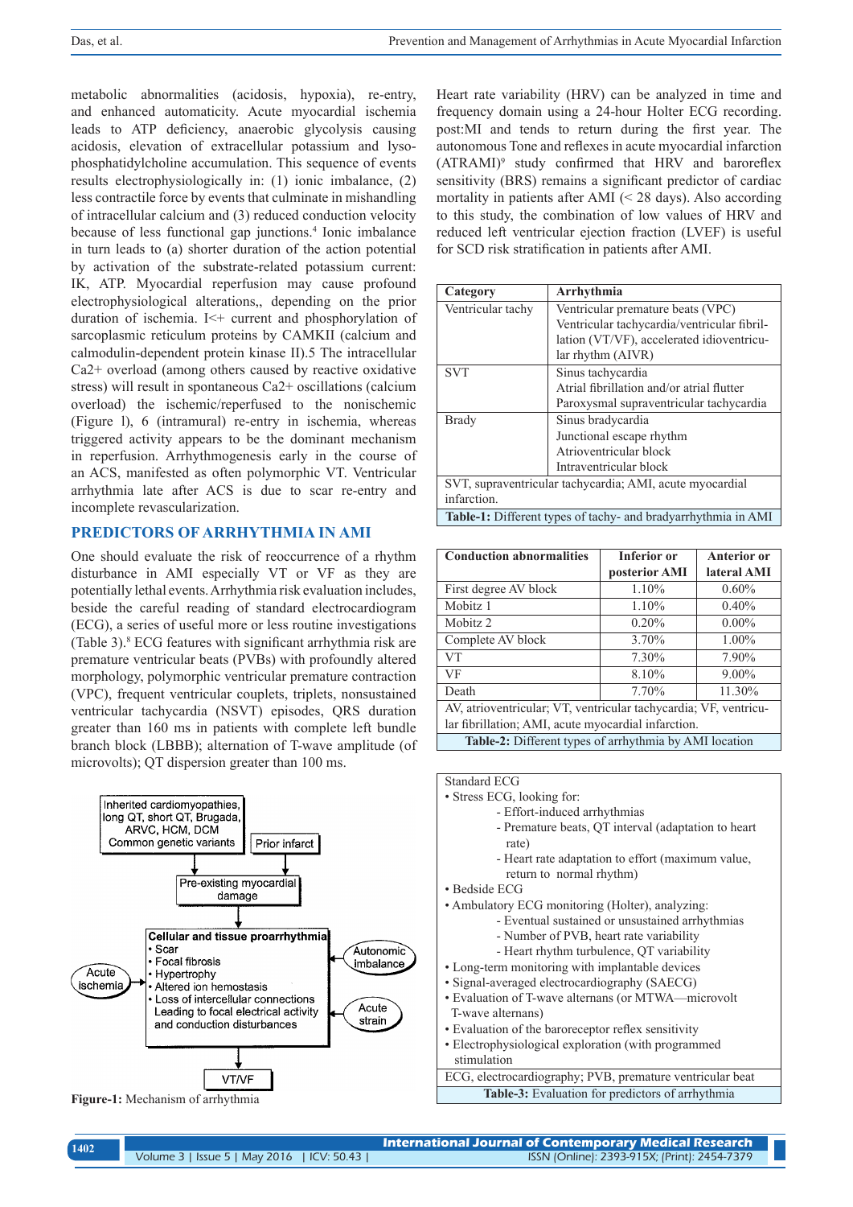metabolic abnormalities (acidosis, hypoxia), re-entry, and enhanced automaticity. Acute myocardial ischemia leads to ATP deficiency, anaerobic glycolysis causing acidosis, elevation of extracellular potassium and lyso-phosphatidylcholine accumulation. This sequence of events results electrophysiologically in: (1) ionic imbalance, (2) less contractile force by events that culminate in mishandling of intracellular calcium and (3) reduced conduction velocity because of less functional gap junctions.[4] Ionic imbalance in turn leads to (a) shorter duration of the action potential by activation of the substrate-related potassium current: IK, ATP. Myocardial reperfusion may cause profound electrophysiological alterations,, depending on the prior duration of ischemia. I<+ current and phosphorylation of sarcoplasmic reticulum proteins by CAMKII (calcium and calmodulin-dependent protein kinase II).5 The intracellular Ca2+ overload (among others caused by reactive oxidative stress) will result in spontaneous Ca2+ oscillations (calcium overload) the ischemic/reperfused to the nonischemic (Figure l), 6 (intramural) re-entry in ischemia, whereas triggered activity appears to be the dominant mechanism in reperfusion. Arrhythmogenesis early in the course of an ACS, manifested as often polymorphic VT. Ventricular arrhythmia late after ACS is due to scar re-entry and incomplete revascularization.

## PREDICTORS OF ARRHYTHMIA IN AMI

One should evaluate the risk of reoccurrence of a rhythm disturbance in AMI especially VT or VF as they are potentially lethal events. Arrhythmia risk evaluation includes, beside the careful reading of standard electrocardiogram (ECG), a series of useful more or less routine investigations (Table 3).[8] ECG features with significant arrhythmia risk are premature ventricular beats (PVBs) with profoundly altered morphology, polymorphic ventricular premature contraction (VPC), frequent ventricular couplets, triplets, nonsustained ventricular tachycardia (NSVT) episodes, QRS duration greater than 160 ms in patients with complete left bundle branch block (LBBB); alternation of T-wave amplitude (of microvolts); QT dispersion greater than 100 ms.

Inherited cardiomyopathies, long QT, short QT, Brugada, ARVC, HCM, DCM, Common genetic variants → Pre-existing myocardial damage ← Prior infarct

Pre-existing myocardial damage → Cellular and tissue proarrhythmia
- Scar
- Focal fibrosis
- Hypertrophy
- Altered ion hemostasis
- Loss of intercellular connections

Leading to focal electrical activity and conduction disturbances

Acute ischemia, Autonomic imbalance, Acute strain → Cellular and tissue proarrhythmia → VT/VF

**Figure-1:** Mechanism of arrhythmia

Heart rate variability (HRV) can be analyzed in time and frequency domain using a 24-hour Holter ECG recording. post:MI and tends to return during the first year. The autonomous Tone and reflexes in acute myocardial infarction (ATRAMI)[9] study confirmed that HRV and baroreflex sensitivity (BRS) remains a significant predictor of cardiac mortality in patients after AMI (< 28 days). Also according to this study, the combination of low values of HRV and reduced left ventricular ejection fraction (LVEF) is useful for SCD risk stratification in patients after AMI.

| Category | Arrhythmia |
|---|---|
| Ventricular tachy | Ventricular premature beats (VPC)<br>Ventricular tachycardia/ventricular fibrillation (VT/VF), accelerated idioventricular rhythm (AIVR) |
| SVT | Sinus tachycardia<br>Atrial fibrillation and/or atrial flutter<br>Paroxysmal supraventricular tachycardia |
| Brady | Sinus bradycardia<br>Junctional escape rhythm<br>Atrioventricular block<br>Intraventricular block |

SVT, supraventricular tachycardia; AMI, acute myocardial infarction.

**Table-1:** Different types of tachy- and bradyarrhythmia in AMI

| Conduction abnormalities | Inferior or posterior AMI | Anterior or lateral AMI |
|---|---|---|
| First degree AV block | 1.10% | 0.60% |
| Mobitz 1 | 1.10% | 0.40% |
| Mobitz 2 | 0.20% | 0.00% |
| Complete AV block | 3.70% | 1.00% |
| VT | 7.30% | 7.90% |
| VF | 8.10% | 9.00% |
| Death | 7.70% | 11.30% |

AV, atrioventricular; VT, ventricular tachycardia; VF, ventricular fibrillation; AMI, acute myocardial infarction.

**Table-2:** Different types of arrhythmia by AMI location

Standard ECG
- Stress ECG, looking for:
  - Effort-induced arrhythmias
  - Premature beats, QT interval (adaptation to heart rate)
  - Heart rate adaptation to effort (maximum value, return to normal rhythm)
- Bedside ECG
- Ambulatory ECG monitoring (Holter), analyzing:
  - Eventual sustained or unsustained arrhythmias
  - Number of PVB, heart rate variability
  - Heart rhythm turbulence, QT variability
- Long-term monitoring with implantable devices
- Signal-averaged electrocardiography (SAECG)
- Evaluation of T-wave alternans (or MTWA—microvolt T-wave alternans)
- Evaluation of the baroreceptor reflex sensitivity
- Electrophysiological exploration (with programmed stimulation

ECG, electrocardiography; PVB, premature ventricular beat

**Table-3:** Evaluation for predictors of arrhythmia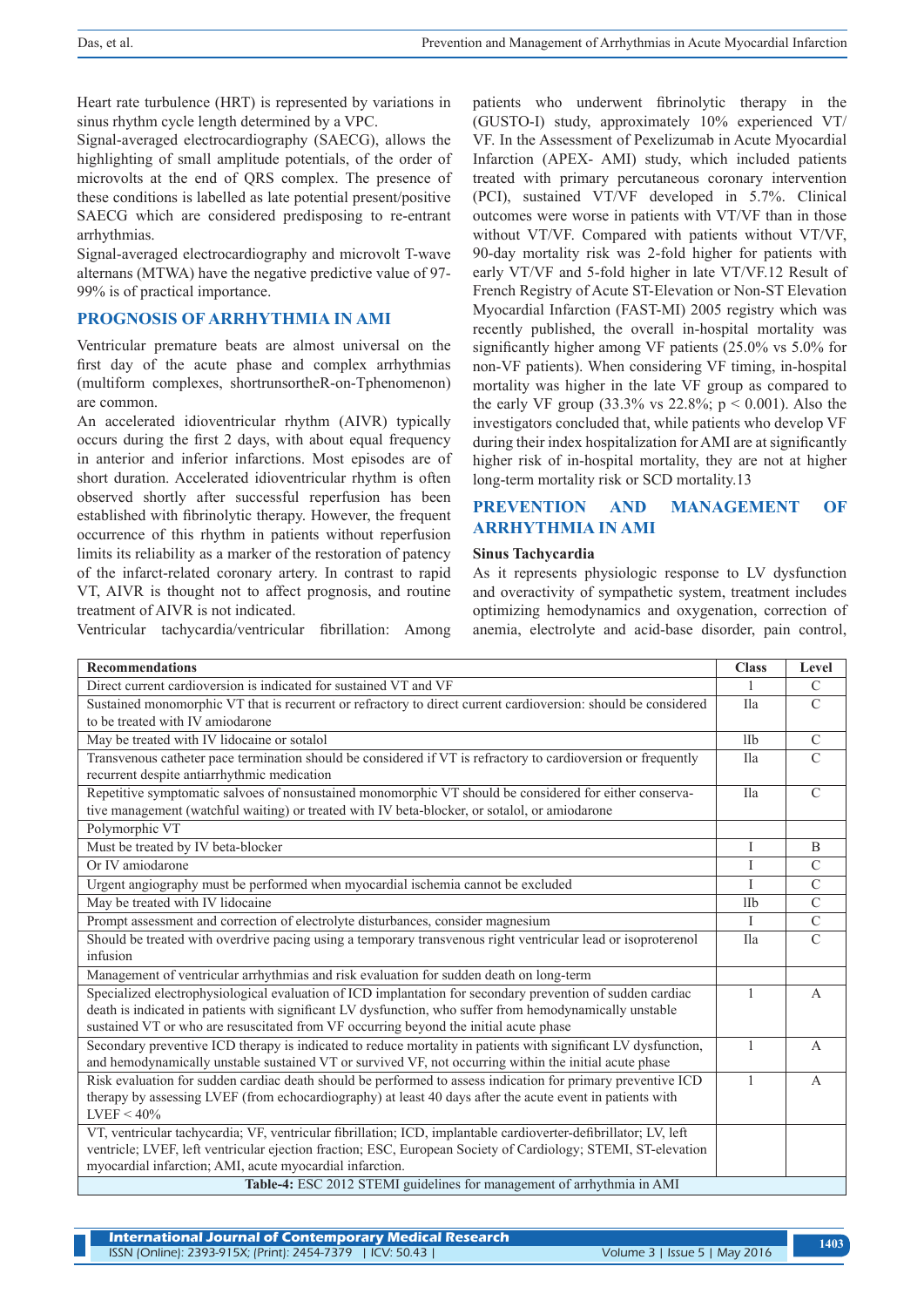Heart rate turbulence (HRT) is represented by variations in sinus rhythm cycle length determined by a VPC.

Signal-averaged electrocardiography (SAECG), allows the highlighting of small amplitude potentials, of the order of microvolts at the end of QRS complex. The presence of these conditions is labelled as late potential present/positive SAECG which are considered predisposing to re-entrant arrhythmias.

Signal-averaged electrocardiography and microvolt T-wave alternans (MTWA) have the negative predictive value of 97-99% is of practical importance.

## PROGNOSIS OF ARRHYTHMIA IN AMI

Ventricular premature beats are almost universal on the first day of the acute phase and complex arrhythmias (multiform complexes, shortrunsortheR-on-Tphenomenon) are common.

An accelerated idioventricular rhythm (AIVR) typically occurs during the first 2 days, with about equal frequency in anterior and inferior infarctions. Most episodes are of short duration. Accelerated idioventricular rhythm is often observed shortly after successful reperfusion has been established with fibrinolytic therapy. However, the frequent occurrence of this rhythm in patients without reperfusion limits its reliability as a marker of the restoration of patency of the infarct-related coronary artery. In contrast to rapid VT, AIVR is thought not to affect prognosis, and routine treatment of AIVR is not indicated.

Ventricular tachycardia/ventricular fibrillation: Among patients who underwent fibrinolytic therapy in the (GUSTO-I) study, approximately 10% experienced VT/VF. In the Assessment of Pexelizumab in Acute Myocardial Infarction (APEX- AMI) study, which included patients treated with primary percutaneous coronary intervention (PCI), sustained VT/VF developed in 5.7%. Clinical outcomes were worse in patients with VT/VF than in those without VT/VF. Compared with patients without VT/VF, 90-day mortality risk was 2-fold higher for patients with early VT/VF and 5-fold higher in late VT/VF.12 Result of French Registry of Acute ST-Elevation or Non-ST Elevation Myocardial Infarction (FAST-MI) 2005 registry which was recently published, the overall in-hospital mortality was significantly higher among VF patients (25.0% vs 5.0% for non-VF patients). When considering VF timing, in-hospital mortality was higher in the late VF group as compared to the early VF group (33.3% vs 22.8%; $p < 0.001$). Also the investigators concluded that, while patients who develop VF during their index hospitalization for AMI are at significantly higher risk of in-hospital mortality, they are not at higher long-term mortality risk or SCD mortality.13

## PREVENTION AND MANAGEMENT OF ARRHYTHMIA IN AMI

### Sinus Tachycardia

As it represents physiologic response to LV dysfunction and overactivity of sympathetic system, treatment includes optimizing hemodynamics and oxygenation, correction of anemia, electrolyte and acid-base disorder, pain control,

| Recommendations | Class | Level |
|---|---|---|
| Direct current cardioversion is indicated for sustained VT and VF | 1 | C |
| Sustained monomorphic VT that is recurrent or refractory to direct current cardioversion: should be considered to be treated with IV amiodarone | IIa | C |
| May be treated with IV lidocaine or sotalol | IIb | C |
| Transvenous catheter pace termination should be considered if VT is refractory to cardioversion or frequently recurrent despite antiarrhythmic medication | IIa | C |
| Repetitive symptomatic salvoes of nonsustained monomorphic VT should be considered for either conservative management (watchful waiting) or treated with IV beta-blocker, or sotalol, or amiodarone | IIa | C |
| Polymorphic VT | | |
| Must be treated by IV beta-blocker | I | B |
| Or IV amiodarone | I | C |
| Urgent angiography must be performed when myocardial ischemia cannot be excluded | I | C |
| May be treated with IV lidocaine | IIb | C |
| Prompt assessment and correction of electrolyte disturbances, consider magnesium | I | C |
| Should be treated with overdrive pacing using a temporary transvenous right ventricular lead or isoproterenol infusion | IIa | C |
| Management of ventricular arrhythmias and risk evaluation for sudden death on long-term | | |
| Specialized electrophysiological evaluation of ICD implantation for secondary prevention of sudden cardiac death is indicated in patients with significant LV dysfunction, who suffer from hemodynamically unstable sustained VT or who are resuscitated from VF occurring beyond the initial acute phase | 1 | A |
| Secondary preventive ICD therapy is indicated to reduce mortality in patients with significant LV dysfunction, and hemodynamically unstable sustained VT or survived VF, not occurring within the initial acute phase | 1 | A |
| Risk evaluation for sudden cardiac death should be performed to assess indication for primary preventive ICD therapy by assessing LVEF (from echocardiography) at least 40 days after the acute event in patients with LVEF < 40% | 1 | A |
| VT, ventricular tachycardia; VF, ventricular fibrillation; ICD, implantable cardioverter-defibrillator; LV, left ventricle; LVEF, left ventricular ejection fraction; ESC, European Society of Cardiology; STEMI, ST-elevation myocardial infarction; AMI, acute myocardial infarction. | | |

**Table-4:** ESC 2012 STEMI guidelines for management of arrhythmia in AMI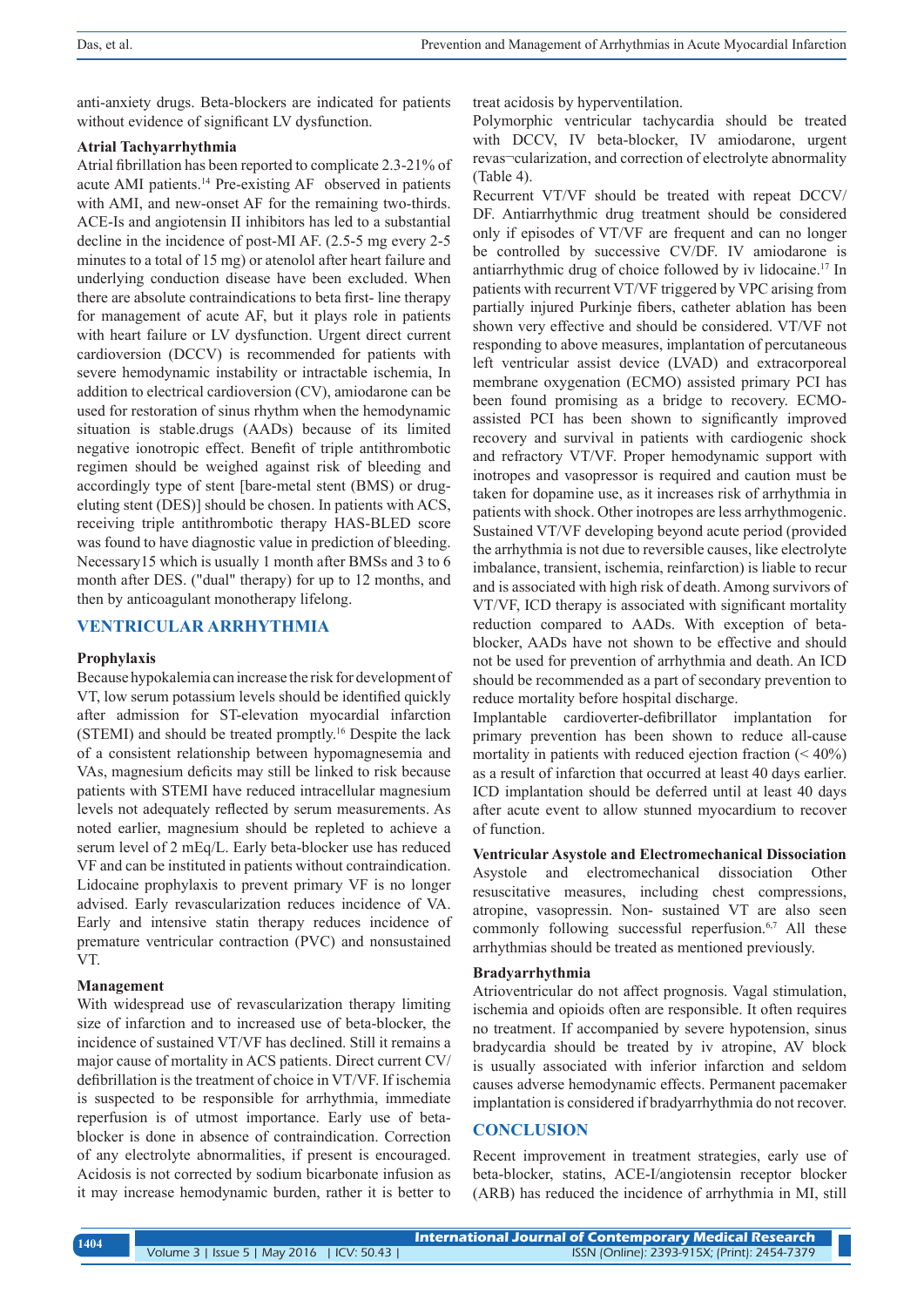anti-anxiety drugs. Beta-blockers are indicated for patients without evidence of significant LV dysfunction.

**Atrial Tachyarrhythmia**

Atrial fibrillation has been reported to complicate 2.3-21% of acute AMI patients.[14] Pre-existing AF observed in patients with AMI, and new-onset AF for the remaining two-thirds. ACE-Is and angiotensin II inhibitors has led to a substantial decline in the incidence of post-MI AF. (2.5-5 mg every 2-5 minutes to a total of 15 mg) or atenolol after heart failure and underlying conduction disease have been excluded. When there are absolute contraindications to beta first- line therapy for management of acute AF, but it plays role in patients with heart failure or LV dysfunction. Urgent direct current cardioversion (DCCV) is recommended for patients with severe hemodynamic instability or intractable ischemia, In addition to electrical cardioversion (CV), amiodarone can be used for restoration of sinus rhythm when the hemodynamic situation is stable.drugs (AADs) because of its limited negative ionotropic effect. Benefit of triple antithrombotic regimen should be weighed against risk of bleeding and accordingly type of stent [bare-metal stent (BMS) or drug-eluting stent (DES)] should be chosen. In patients with ACS, receiving triple antithrombotic therapy HAS-BLED score was found to have diagnostic value in prediction of bleeding. Necessary15 which is usually 1 month after BMSs and 3 to 6 month after DES. ("dual" therapy) for up to 12 months, and then by anticoagulant monotherapy lifelong.

## VENTRICULAR ARRHYTHMIA

**Prophylaxis**

Because hypokalemia can increase the risk for development of VT, low serum potassium levels should be identified quickly after admission for ST-elevation myocardial infarction (STEMI) and should be treated promptly.[16] Despite the lack of a consistent relationship between hypomagnesemia and VAs, magnesium deficits may still be linked to risk because patients with STEMI have reduced intracellular magnesium levels not adequately reflected by serum measurements. As noted earlier, magnesium should be repleted to achieve a serum level of 2 mEq/L. Early beta-blocker use has reduced VF and can be instituted in patients without contraindication. Lidocaine prophylaxis to prevent primary VF is no longer advised. Early revascularization reduces incidence of VA. Early and intensive statin therapy reduces incidence of premature ventricular contraction (PVC) and nonsustained VT.

**Management**

With widespread use of revascularization therapy limiting size of infarction and to increased use of beta-blocker, the incidence of sustained VT/VF has declined. Still it remains a major cause of mortality in ACS patients. Direct current CV/defibrillation is the treatment of choice in VT/VF. If ischemia is suspected to be responsible for arrhythmia, immediate reperfusion is of utmost importance. Early use of beta-blocker is done in absence of contraindication. Correction of any electrolyte abnormalities, if present is encouraged. Acidosis is not corrected by sodium bicarbonate infusion as it may increase hemodynamic burden, rather it is better to treat acidosis by hyperventilation.

Polymorphic ventricular tachycardia should be treated with DCCV, IV beta-blocker, IV amiodarone, urgent revas¬cularization, and correction of electrolyte abnormality (Table 4).

Recurrent VT/VF should be treated with repeat DCCV/DF. Antiarrhythmic drug treatment should be considered only if episodes of VT/VF are frequent and can no longer be controlled by successive CV/DF. IV amiodarone is antiarrhythmic drug of choice followed by iv lidocaine.[17] In patients with recurrent VT/VF triggered by VPC arising from partially injured Purkinje fibers, catheter ablation has been shown very effective and should be considered. VT/VF not responding to above measures, implantation of percutaneous left ventricular assist device (LVAD) and extracorporeal membrane oxygenation (ECMO) assisted primary PCI has been found promising as a bridge to recovery. ECMO-assisted PCI has been shown to significantly improved recovery and survival in patients with cardiogenic shock and refractory VT/VF. Proper hemodynamic support with inotropes and vasopressor is required and caution must be taken for dopamine use, as it increases risk of arrhythmia in patients with shock. Other inotropes are less arrhythmogenic. Sustained VT/VF developing beyond acute period (provided the arrhythmia is not due to reversible causes, like electrolyte imbalance, transient, ischemia, reinfarction) is liable to recur and is associated with high risk of death. Among survivors of VT/VF, ICD therapy is associated with significant mortality reduction compared to AADs. With exception of beta-blocker, AADs have not shown to be effective and should not be used for prevention of arrhythmia and death. An ICD should be recommended as a part of secondary prevention to reduce mortality before hospital discharge.

Implantable cardioverter-defibrillator implantation for primary prevention has been shown to reduce all-cause mortality in patients with reduced ejection fraction (< 40%) as a result of infarction that occurred at least 40 days earlier. ICD implantation should be deferred until at least 40 days after acute event to allow stunned myocardium to recover of function.

**Ventricular Asystole and Electromechanical Dissociation**

Asystole and electromechanical dissociation Other resuscitative measures, including chest compressions, atropine, vasopressin. Non- sustained VT are also seen commonly following successful reperfusion.[6,7] All these arrhythmias should be treated as mentioned previously.

**Bradyarrhythmia**

Atrioventricular do not affect prognosis. Vagal stimulation, ischemia and opioids often are responsible. It often requires no treatment. If accompanied by severe hypotension, sinus bradycardia should be treated by iv atropine, AV block is usually associated with inferior infarction and seldom causes adverse hemodynamic effects. Permanent pacemaker implantation is considered if bradyarrhythmia do not recover.

## CONCLUSION

Recent improvement in treatment strategies, early use of beta-blocker, statins, ACE-I/angiotensin receptor blocker (ARB) has reduced the incidence of arrhythmia in MI, still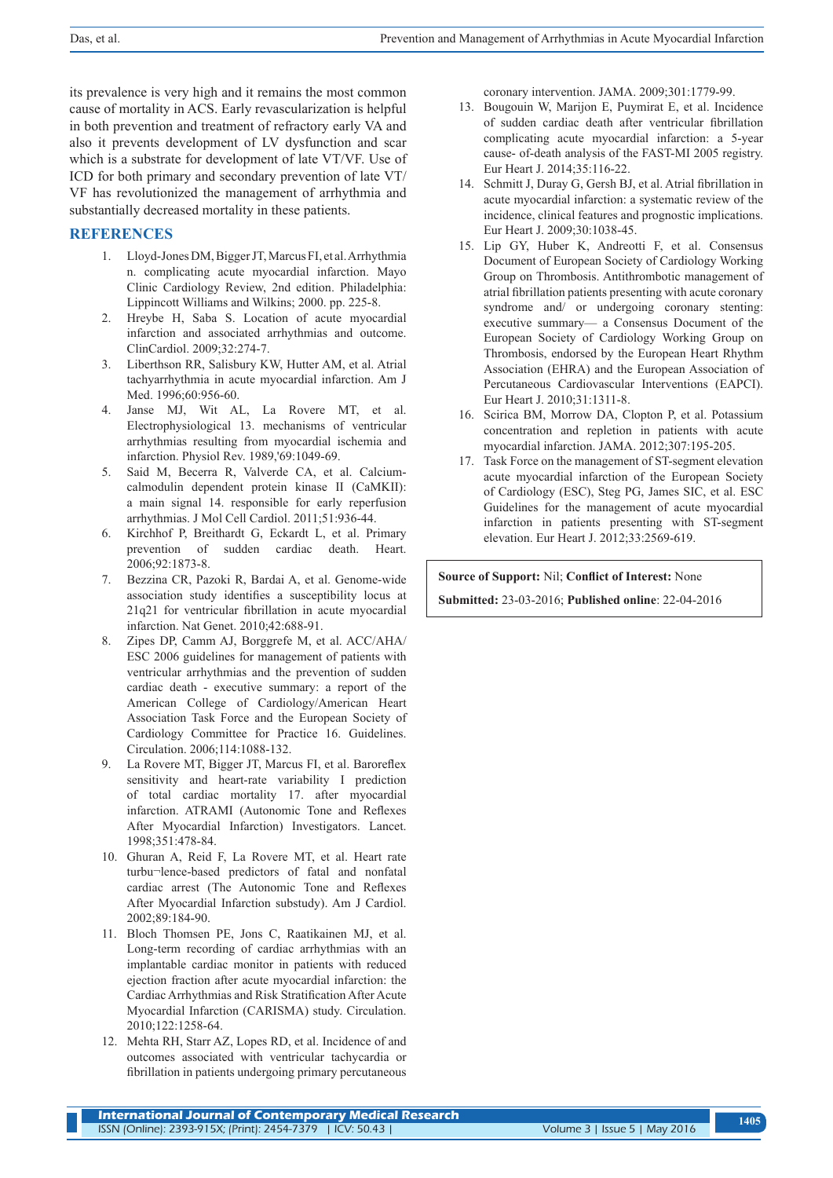its prevalence is very high and it remains the most common cause of mortality in ACS. Early revascularization is helpful in both prevention and treatment of refractory early VA and also it prevents development of LV dysfunction and scar which is a substrate for development of late VT/VF. Use of ICD for both primary and secondary prevention of late VT/VF has revolutionized the management of arrhythmia and substantially decreased mortality in these patients.

## REFERENCES

1. Lloyd-Jones DM, Bigger JT, Marcus FI, et al. Arrhythmia n. complicating acute myocardial infarction. Mayo Clinic Cardiology Review, 2nd edition. Philadelphia: Lippincott Williams and Wilkins; 2000. pp. 225-8.
2. Hreybe H, Saba S. Location of acute myocardial infarction and associated arrhythmias and outcome. ClinCardiol. 2009;32:274-7.
3. Liberthson RR, Salisbury KW, Hutter AM, et al. Atrial tachyarrhythmia in acute myocardial infarction. Am J Med. 1996;60:956-60.
4. Janse MJ, Wit AL, La Rovere MT, et al. Electrophysiological 13. mechanisms of ventricular arrhythmias resulting from myocardial ischemia and infarction. Physiol Rev. 1989,'69:1049-69.
5. Said M, Becerra R, Valverde CA, et al. Calcium-calmodulin dependent protein kinase II (CaMKII): a main signal 14. responsible for early reperfusion arrhythmias. J Mol Cell Cardiol. 2011;51:936-44.
6. Kirchhof P, Breithardt G, Eckardt L, et al. Primary prevention of sudden cardiac death. Heart. 2006;92:1873-8.
7. Bezzina CR, Pazoki R, Bardai A, et al. Genome-wide association study identifies a susceptibility locus at 21q21 for ventricular fibrillation in acute myocardial infarction. Nat Genet. 2010;42:688-91.
8. Zipes DP, Camm AJ, Borggrefe M, et al. ACC/AHA/ESC 2006 guidelines for management of patients with ventricular arrhythmias and the prevention of sudden cardiac death - executive summary: a report of the American College of Cardiology/American Heart Association Task Force and the European Society of Cardiology Committee for Practice 16. Guidelines. Circulation. 2006;114:1088-132.
9. La Rovere MT, Bigger JT, Marcus FI, et al. Baroreflex sensitivity and heart-rate variability I prediction of total cardiac mortality 17. after myocardial infarction. ATRAMI (Autonomic Tone and Reflexes After Myocardial Infarction) Investigators. Lancet. 1998;351:478-84.
10. Ghuran A, Reid F, La Rovere MT, et al. Heart rate turbu¬lence-based predictors of fatal and nonfatal cardiac arrest (The Autonomic Tone and Reflexes After Myocardial Infarction substudy). Am J Cardiol. 2002;89:184-90.
11. Bloch Thomsen PE, Jons C, Raatikainen MJ, et al. Long-term recording of cardiac arrhythmias with an implantable cardiac monitor in patients with reduced ejection fraction after acute myocardial infarction: the Cardiac Arrhythmias and Risk Stratification After Acute Myocardial Infarction (CARISMA) study. Circulation. 2010;122:1258-64.
12. Mehta RH, Starr AZ, Lopes RD, et al. Incidence of and outcomes associated with ventricular tachycardia or fibrillation in patients undergoing primary percutaneous coronary intervention. JAMA. 2009;301:1779-99.
13. Bougouin W, Marijon E, Puymirat E, et al. Incidence of sudden cardiac death after ventricular fibrillation complicating acute myocardial infarction: a 5-year cause- of-death analysis of the FAST-MI 2005 registry. Eur Heart J. 2014;35:116-22.
14. Schmitt J, Duray G, Gersh BJ, et al. Atrial fibrillation in acute myocardial infarction: a systematic review of the incidence, clinical features and prognostic implications. Eur Heart J. 2009;30:1038-45.
15. Lip GY, Huber K, Andreotti F, et al. Consensus Document of European Society of Cardiology Working Group on Thrombosis. Antithrombotic management of atrial fibrillation patients presenting with acute coronary syndrome and/ or undergoing coronary stenting: executive summary— a Consensus Document of the European Society of Cardiology Working Group on Thrombosis, endorsed by the European Heart Rhythm Association (EHRA) and the European Association of Percutaneous Cardiovascular Interventions (EAPCI). Eur Heart J. 2010;31:1311-8.
16. Scirica BM, Morrow DA, Clopton P, et al. Potassium concentration and repletion in patients with acute myocardial infarction. JAMA. 2012;307:195-205.
17. Task Force on the management of ST-segment elevation acute myocardial infarction of the European Society of Cardiology (ESC), Steg PG, James SIC, et al. ESC Guidelines for the management of acute myocardial infarction in patients presenting with ST-segment elevation. Eur Heart J. 2012;33:2569-619.

**Source of Support:** Nil; **Conflict of Interest:** None

**Submitted:** 23-03-2016; **Published online**: 22-04-2016